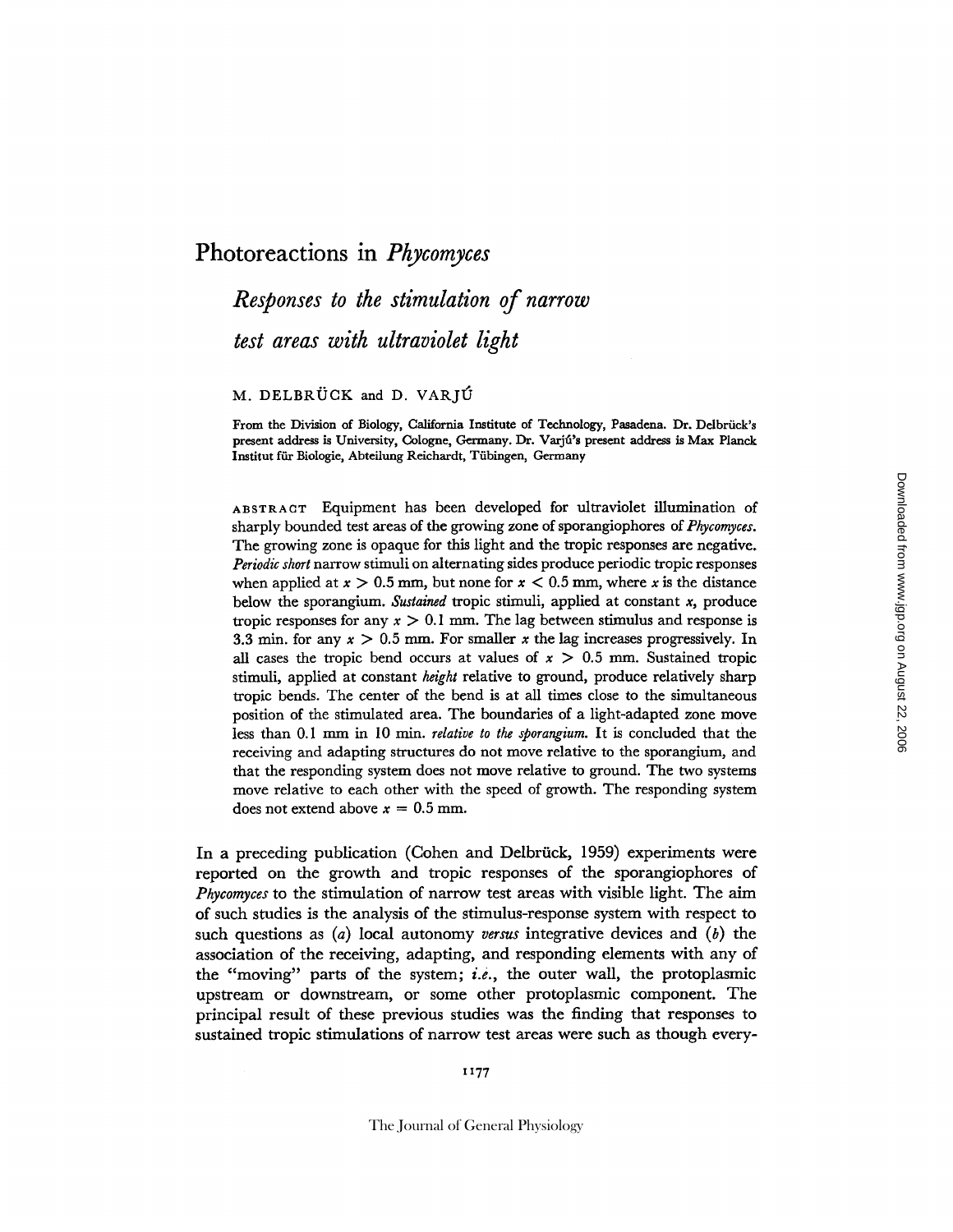# Photoreactions in *Phycomyces*

## *Responses to the stimulation of narrow test areas with ultraviolet light*

M. DELBRÜCK and D. VARJÚ

From the Division of Biology, California Institute of Technology, Pasadena. Dr. Delbrück's present address is University, Cologne, Germany. Dr. Varjú's present address is Max Planck Institut für Biologie, Abteilung Reichardt, Tübingen, Germany

ABSTRACT Equipment has been developed for ultraviolet illumination of sharply bounded test areas of the growing zone of sporangiophores of *Phycomyces*. The growing zone is opaque for this light and the tropic responses are negative. *Periodic short* narrow stimuli on alternating sides produce periodic tropic responses when applied at $x > 0.5$ mm, but none for $x < 0.5$ mm, where $x$ is the distance below the sporangium. *Sustained* tropic stimuli, applied at constant $x$, produce tropic responses for any $x > 0.1$ mm. The lag between stimulus and response is 3.3 min. for any $x > 0.5$ mm. For smaller $x$ the lag increases progressively. In all cases the tropic bend occurs at values of $x > 0.5$ mm. Sustained tropic stimuli, applied at constant *height* relative to ground, produce relatively sharp tropic bends. The center of the bend is at all times close to the simultaneous position of the stimulated area. The boundaries of a light-adapted zone move less than 0.1 mm in 10 min. *relative to the sporangium.* It is concluded that the receiving and adapting structures do not move relative to the sporangium, and that the responding system does not move relative to ground. The two systems move relative to each other with the speed of growth. The responding system does not extend above $x = 0.5$ mm.

In a preceding publication (Cohen and Delbrück, 1959) experiments were reported on the growth and tropic responses of the sporangiophores of *Phycomyces* to the stimulation of narrow test areas with visible light. The aim of such studies is the analysis of the stimulus-response system with respect to such questions as (*a*) local autonomy *versus* integrative devices and (*b*) the association of the receiving, adapting, and responding elements with any of the "moving" parts of the system; *i.e.*, the outer wall, the protoplasmic upstream or downstream, or some other protoplasmic component. The principal result of these previous studies was the finding that responses to sustained tropic stimulations of narrow test areas were such as though every-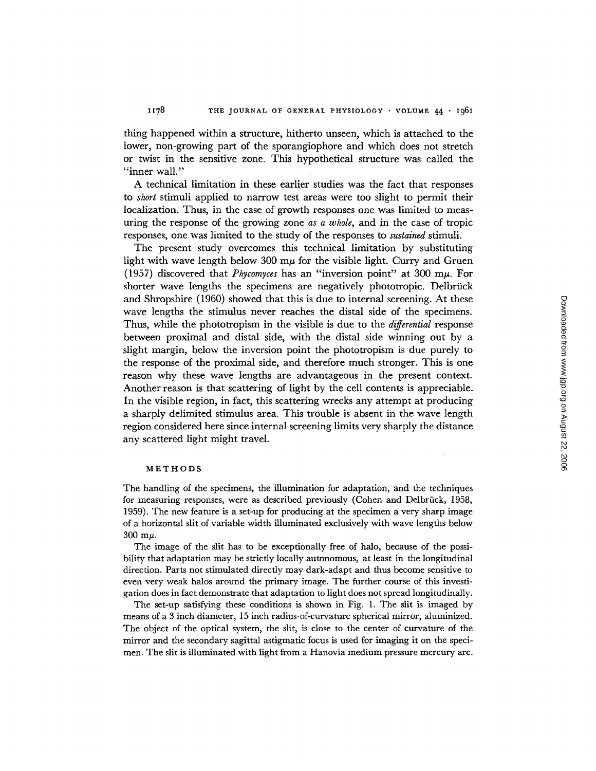thing happened within a structure, hitherto unseen, which is attached to the lower, non-growing part of the sporangiophore and which does not stretch or twist in the sensitive zone. This hypothetical structure was called the "inner wall."

A technical limitation in these earlier studies was the fact that responses to *short* stimuli applied to narrow test areas were too slight to permit their localization. Thus, in the case of growth responses one was limited to measuring the response of the growing zone *as a whole*, and in the case of tropic responses, one was limited to the study of the responses to *sustained* stimuli.

The present study overcomes this technical limitation by substituting light with wave length below 300 m$\mu$ for the visible light. Curry and Gruen (1957) discovered that *Phycomyces* has an "inversion point" at 300 m$\mu$. For shorter wave lengths the specimens are negatively phototropic. Delbrück and Shropshire (1960) showed that this is due to internal screening. At these wave lengths the stimulus never reaches the distal side of the specimens. Thus, while the phototropism in the visible is due to the *differential* response between proximal and distal side, with the distal side winning out by a slight margin, below the inversion point the phototropism is due purely to the response of the proximal side, and therefore much stronger. This is one reason why these wave lengths are advantageous in the present context. Another reason is that scattering of light by the cell contents is appreciable. In the visible region, in fact, this scattering wrecks any attempt at producing a sharply delimited stimulus area. This trouble is absent in the wave length region considered here since internal screening limits very sharply the distance any scattered light might travel.

## METHODS

The handling of the specimens, the illumination for adaptation, and the techniques for measuring responses, were as described previously (Cohen and Delbrück, 1958, 1959). The new feature is a set-up for producing at the specimen a very sharp image of a horizontal slit of variable width illuminated exclusively with wave lengths below 300 m$\mu$.

The image of the slit has to be exceptionally free of halo, because of the possibility that adaptation may be strictly locally autonomous, at least in the longitudinal direction. Parts not stimulated directly may dark-adapt and thus become sensitive to even very weak halos around the primary image. The further course of this investigation does in fact demonstrate that adaptation to light does not spread longitudinally.

The set-up satisfying these conditions is shown in Fig. 1. The slit is imaged by means of a 3 inch diameter, 15 inch radius-of-curvature spherical mirror, aluminized. The object of the optical system, the slit, is close to the center of curvature of the mirror and the secondary sagittal astigmatic focus is used for imaging it on the specimen. The slit is illuminated with light from a Hanovia medium pressure mercury arc.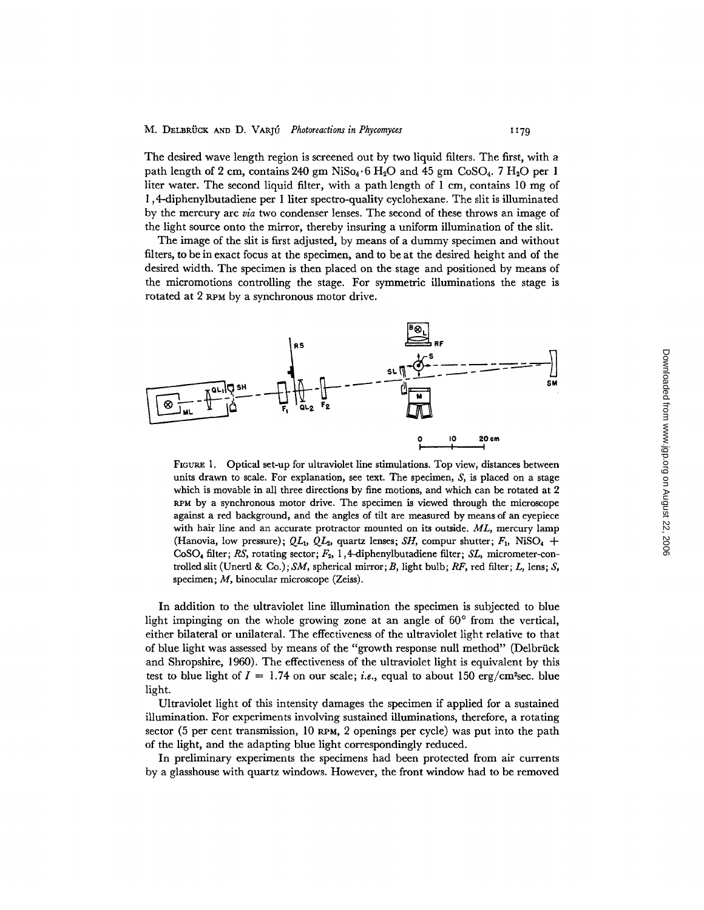The desired wave length region is screened out by two liquid filters. The first, with a path length of 2 cm, contains 240 gm $NiSO_4 \cdot 6\ H_2O$ and 45 gm $CoSO_4 \cdot 7\ H_2O$ per 1 liter water. The second liquid filter, with a path length of 1 cm, contains 10 mg of 1,4-diphenylbutadiene per 1 liter spectro-quality cyclohexane. The slit is illuminated by the mercury arc *via* two condenser lenses. The second of these throws an image of the light source onto the mirror, thereby insuring a uniform illumination of the slit.

The image of the slit is first adjusted, by means of a dummy specimen and without filters, to be in exact focus at the specimen, and to be at the desired height and of the desired width. The specimen is then placed on the stage and positioned by means of the micromotions controlling the stage. For symmetric illuminations the stage is rotated at 2 RPM by a synchronous motor drive.

FIGURE 1. Optical set-up for ultraviolet line stimulations. Top view, distances between units drawn to scale. For explanation, see text. The specimen, *S*, is placed on a stage which is movable in all three directions by fine motions, and which can be rotated at 2 RPM by a synchronous motor drive. The specimen is viewed through the microscope against a red background, and the angles of tilt are measured by means of an eyepiece with hair line and an accurate protractor mounted on its outside. *ML*, mercury lamp (Hanovia, low pressure); $QL_1$, $QL_2$, quartz lenses; *SH*, compur shutter; $F_1$, $NiSO_4$ + $CoSO_4$ filter; *RS*, rotating sector; $F_2$, 1,4-diphenylbutadiene filter; *SL*, micrometer-controlled slit (Unertl & Co.); *SM*, spherical mirror; *B*, light bulb; *RF*, red filter; *L*, lens; *S*, specimen; *M*, binocular microscope (Zeiss).

In addition to the ultraviolet line illumination the specimen is subjected to blue light impinging on the whole growing zone at an angle of 60° from the vertical, either bilateral or unilateral. The effectiveness of the ultraviolet light relative to that of blue light was assessed by means of the "growth response null method" (Delbrück and Shropshire, 1960). The effectiveness of the ultraviolet light is equivalent by this test to blue light of $I = 1.74$ on our scale; *i.e.*, equal to about 150 erg/cm²sec. blue light.

Ultraviolet light of this intensity damages the specimen if applied for a sustained illumination. For experiments involving sustained illuminations, therefore, a rotating sector (5 per cent transmission, 10 RPM, 2 openings per cycle) was put into the path of the light, and the adapting blue light correspondingly reduced.

In preliminary experiments the specimens had been protected from air currents by a glasshouse with quartz windows. However, the front window had to be removed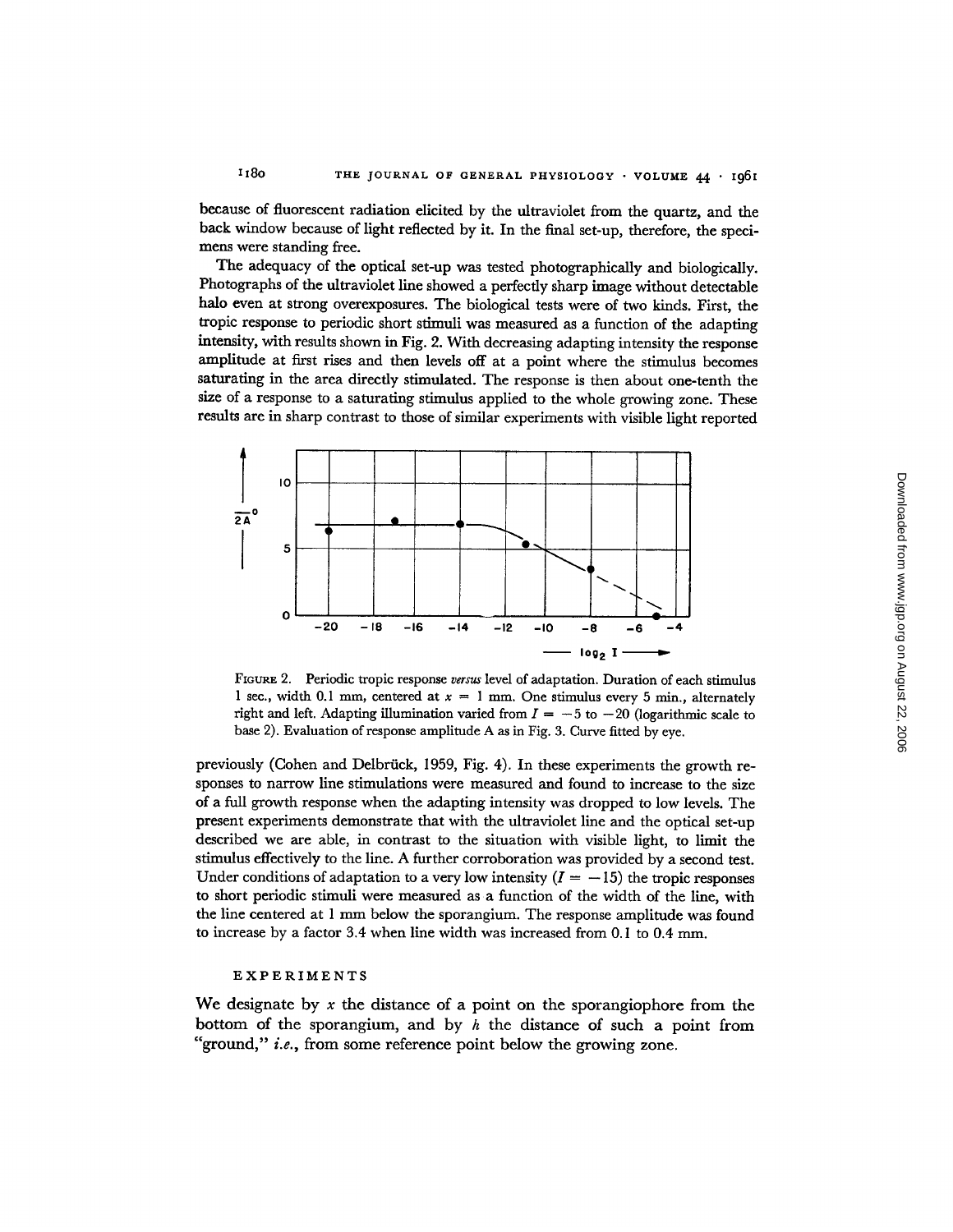because of fluorescent radiation elicited by the ultraviolet from the quartz, and the back window because of light reflected by it. In the final set-up, therefore, the specimens were standing free.

The adequacy of the optical set-up was tested photographically and biologically. Photographs of the ultraviolet line showed a perfectly sharp image without detectable halo even at strong overexposures. The biological tests were of two kinds. First, the tropic response to periodic short stimuli was measured as a function of the adapting intensity, with results shown in Fig. 2. With decreasing adapting intensity the response amplitude at first rises and then levels off at a point where the stimulus becomes saturating in the area directly stimulated. The response is then about one-tenth the size of a response to a saturating stimulus applied to the whole growing zone. These results are in sharp contrast to those of similar experiments with visible light reported

FIGURE 2. Periodic tropic response *versus* level of adaptation. Duration of each stimulus 1 sec., width 0.1 mm, centered at $x = 1$ mm. One stimulus every 5 min., alternately right and left. Adapting illumination varied from $I = -5$ to $-20$ (logarithmic scale to base 2). Evaluation of response amplitude A as in Fig. 3. Curve fitted by eye.

previously (Cohen and Delbrück, 1959, Fig. 4). In these experiments the growth responses to narrow line stimulations were measured and found to increase to the size of a full growth response when the adapting intensity was dropped to low levels. The present experiments demonstrate that with the ultraviolet line and the optical set-up described we are able, in contrast to the situation with visible light, to limit the stimulus effectively to the line. A further corroboration was provided by a second test. Under conditions of adaptation to a very low intensity ($I = -15$) the tropic responses to short periodic stimuli were measured as a function of the width of the line, with the line centered at 1 mm below the sporangium. The response amplitude was found to increase by a factor 3.4 when line width was increased from 0.1 to 0.4 mm.

## EXPERIMENTS

We designate by $x$ the distance of a point on the sporangiophore from the bottom of the sporangium, and by $h$ the distance of such a point from "ground," *i.e.*, from some reference point below the growing zone.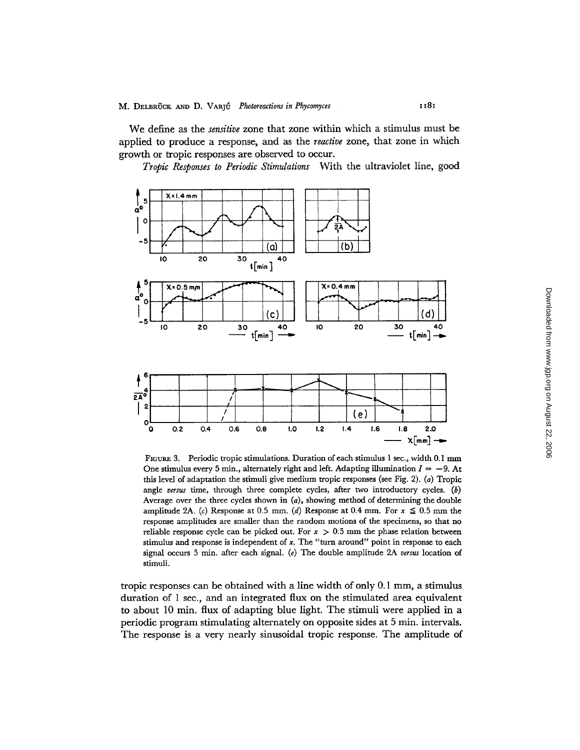We define as the *sensitive* zone that zone within which a stimulus must be applied to produce a response, and as the *reactive* zone, that zone in which growth or tropic responses are observed to occur.

*Tropic Responses to Periodic Stimulations* With the ultraviolet line, good

FIGURE 3. Periodic tropic stimulations. Duration of each stimulus 1 sec., width 0.1 mm One stimulus every 5 min., alternately right and left. Adapting illumination $I = -9$. At this level of adaptation the stimuli give medium tropic responses (see Fig. 2). (*a*) Tropic angle *versus* time, through three complete cycles, after two introductory cycles. (*b*) Average over the three cycles shown in (*a*), showing method of determining the double amplitude 2A. (*c*) Response at 0.5 mm. (*d*) Response at 0.4 mm. For $x \leq 0.5$ mm the response amplitudes are smaller than the random motions of the specimens, so that no reliable response cycle can be picked out. For $x > 0.5$ mm the phase relation between stimulus and response is independent of $x$. The "turn around" point in response to each signal occurs 5 min. after each signal. (*e*) The double amplitude 2A *versus* location of stimuli.

tropic responses can be obtained with a line width of only 0.1 mm, a stimulus duration of 1 sec., and an integrated flux on the stimulated area equivalent to about 10 min. flux of adapting blue light. The stimuli were applied in a periodic program stimulating alternately on opposite sides at 5 min. intervals. The response is a very nearly sinusoidal tropic response. The amplitude of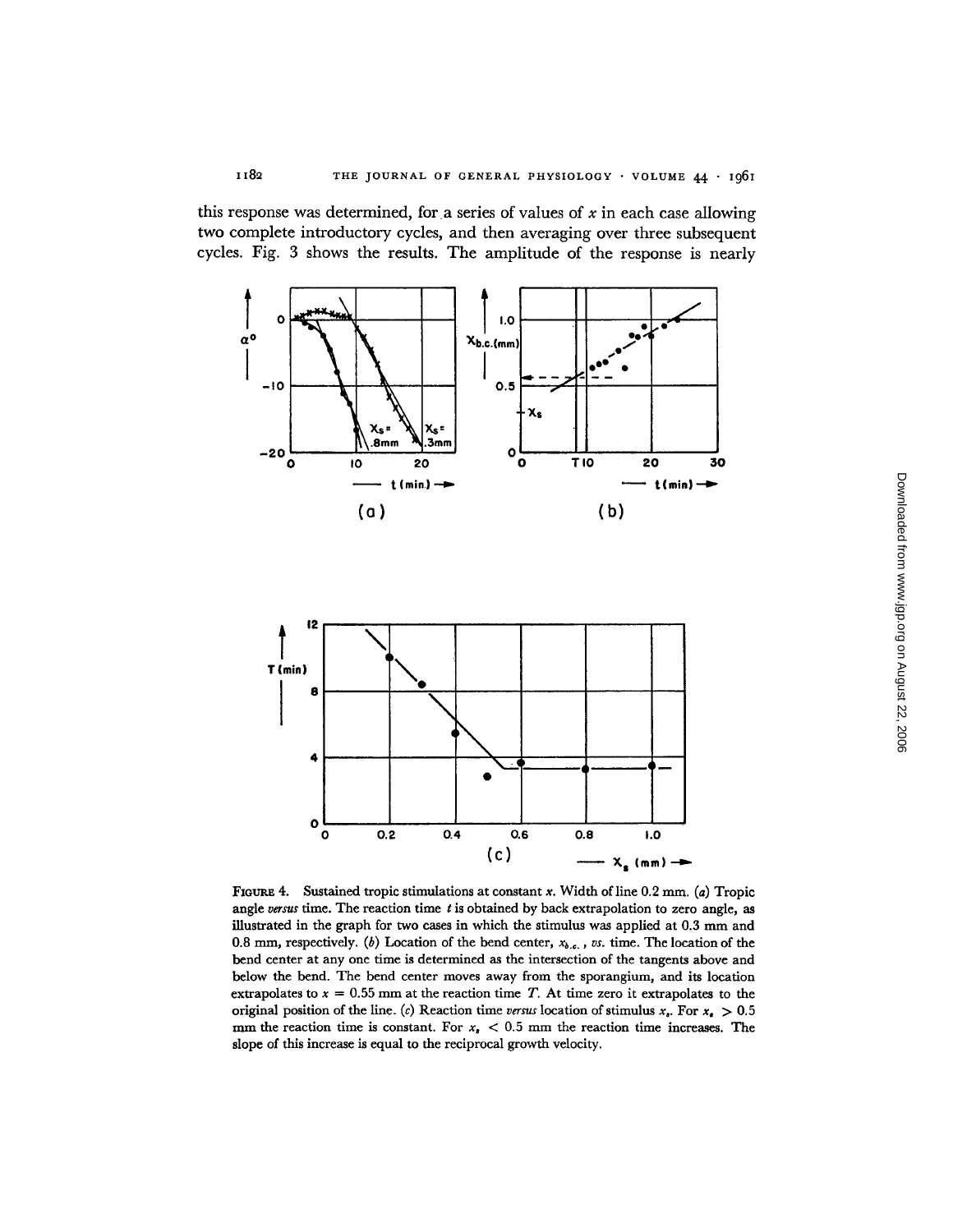this response was determined, for a series of values of $x$ in each case allowing two complete introductory cycles, and then averaging over three subsequent cycles. Fig. 3 shows the results. The amplitude of the response is nearly

FIGURE 4. Sustained tropic stimulations at constant $x$. Width of line 0.2 mm. (*a*) Tropic angle *versus* time. The reaction time $t$ is obtained by back extrapolation to zero angle, as illustrated in the graph for two cases in which the stimulus was applied at 0.3 mm and 0.8 mm, respectively. (*b*) Location of the bend center, $x_{b.c.}$, *vs.* time. The location of the bend center at any one time is determined as the intersection of the tangents above and below the bend. The bend center moves away from the sporangium, and its location extrapolates to $x = 0.55$ mm at the reaction time $T$. At time zero it extrapolates to the original position of the line. (*c*) Reaction time *versus* location of stimulus $x_s$. For $x_s > 0.5$ mm the reaction time is constant. For $x_s < 0.5$ mm the reaction time increases. The slope of this increase is equal to the reciprocal growth velocity.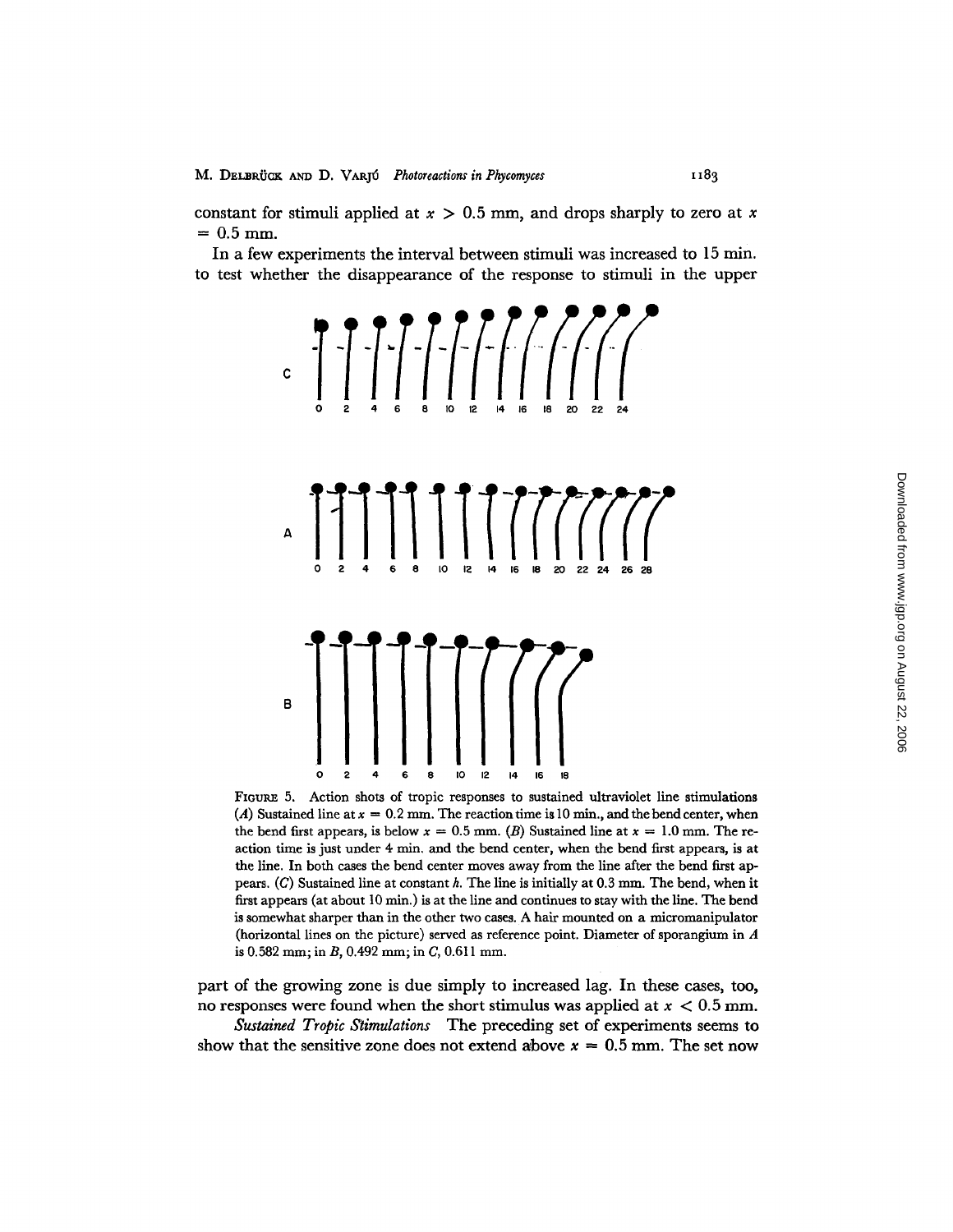constant for stimuli applied at $x > 0.5$ mm, and drops sharply to zero at $x = 0.5$ mm.

In a few experiments the interval between stimuli was increased to 15 min. to test whether the disappearance of the response to stimuli in the upper

FIGURE 5. Action shots of tropic responses to sustained ultraviolet line stimulations (*A*) Sustained line at $x = 0.2$ mm. The reaction time is 10 min., and the bend center, when the bend first appears, is below $x = 0.5$ mm. (*B*) Sustained line at $x = 1.0$ mm. The reaction time is just under 4 min. and the bend center, when the bend first appears, is at the line. In both cases the bend center moves away from the line after the bend first appears. (*C*) Sustained line at constant *h*. The line is initially at 0.3 mm. The bend, when it first appears (at about 10 min.) is at the line and continues to stay with the line. The bend is somewhat sharper than in the other two cases. A hair mounted on a micromanipulator (horizontal lines on the picture) served as reference point. Diameter of sporangium in *A* is 0.582 mm; in *B*, 0.492 mm; in *C*, 0.611 mm.

part of the growing zone is due simply to increased lag. In these cases, too, no responses were found when the short stimulus was applied at $x < 0.5$ mm.

*Sustained Tropic Stimulations* The preceding set of experiments seems to show that the sensitive zone does not extend above $x = 0.5$ mm. The set now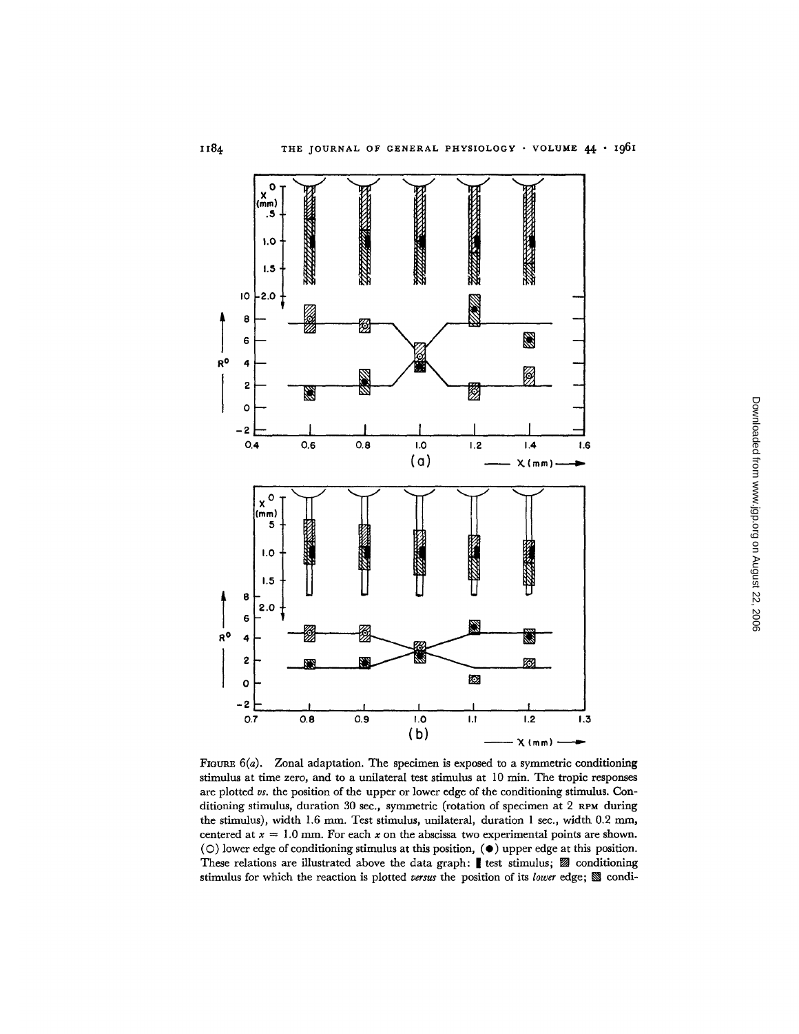FIGURE 6(a). Zonal adaptation. The specimen is exposed to a symmetric conditioning stimulus at time zero, and to a unilateral test stimulus at 10 min. The tropic responses are plotted *vs.* the position of the upper or lower edge of the conditioning stimulus. Conditioning stimulus, duration 30 sec., symmetric (rotation of specimen at 2 RPM during the stimulus), width 1.6 mm. Test stimulus, unilateral, duration 1 sec., width 0.2 mm, centered at $x = 1.0$ mm. For each $x$ on the abscissa two experimental points are shown. (○) lower edge of conditioning stimulus at this position, (●) upper edge at this position. These relations are illustrated above the data graph: ▮ test stimulus; ▨ conditioning stimulus for which the reaction is plotted *versus* the position of its *lower* edge; ▧ condi-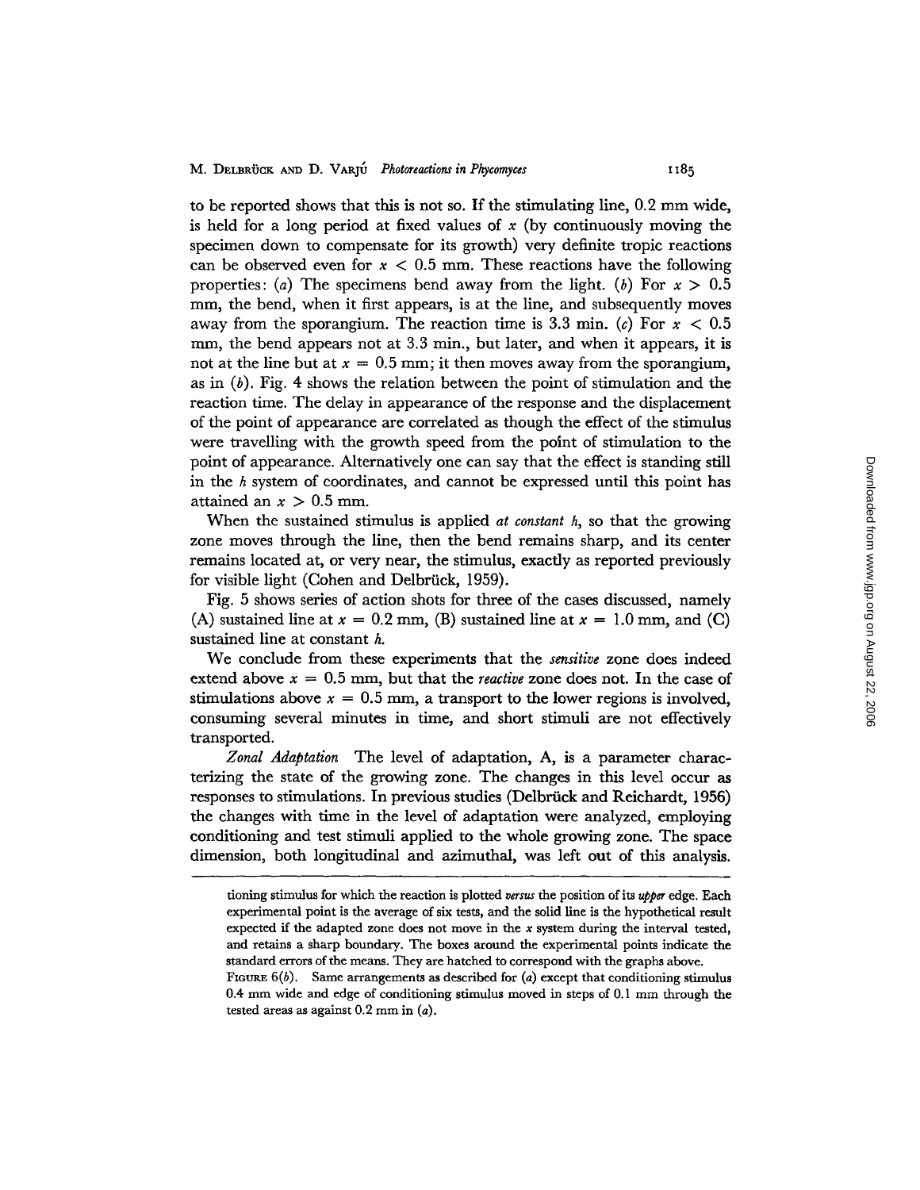to be reported shows that this is not so. If the stimulating line, 0.2 mm wide, is held for a long period at fixed values of $x$ (by continuously moving the specimen down to compensate for its growth) very definite tropic reactions can be observed even for $x < 0.5$ mm. These reactions have the following properties: (*a*) The specimens bend away from the light. (*b*) For $x > 0.5$ mm, the bend, when it first appears, is at the line, and subsequently moves away from the sporangium. The reaction time is 3.3 min. (*c*) For $x < 0.5$ mm, the bend appears not at 3.3 min., but later, and when it appears, it is not at the line but at $x = 0.5$ mm; it then moves away from the sporangium, as in (*b*). Fig. 4 shows the relation between the point of stimulation and the reaction time. The delay in appearance of the response and the displacement of the point of appearance are correlated as though the effect of the stimulus were travelling with the growth speed from the point of stimulation to the point of appearance. Alternatively one can say that the effect is standing still in the $h$ system of coordinates, and cannot be expressed until this point has attained an $x > 0.5$ mm.

When the sustained stimulus is applied *at constant h*, so that the growing zone moves through the line, then the bend remains sharp, and its center remains located at, or very near, the stimulus, exactly as reported previously for visible light (Cohen and Delbrück, 1959).

Fig. 5 shows series of action shots for three of the cases discussed, namely (A) sustained line at $x = 0.2$ mm, (B) sustained line at $x = 1.0$ mm, and (C) sustained line at constant $h$.

We conclude from these experiments that the *sensitive* zone does indeed extend above $x = 0.5$ mm, but that the *reactive* zone does not. In the case of stimulations above $x = 0.5$ mm, a transport to the lower regions is involved, consuming several minutes in time, and short stimuli are not effectively transported.

*Zonal Adaptation* The level of adaptation, A, is a parameter characterizing the state of the growing zone. The changes in this level occur as responses to stimulations. In previous studies (Delbrück and Reichardt, 1956) the changes with time in the level of adaptation were analyzed, employing conditioning and test stimuli applied to the whole growing zone. The space dimension, both longitudinal and azimuthal, was left out of this analysis.

---

tioning stimulus for which the reaction is plotted *versus* the position of its *upper* edge. Each experimental point is the average of six tests, and the solid line is the hypothetical result expected if the adapted zone does not move in the $x$ system during the interval tested, and retains a sharp boundary. The boxes around the experimental points indicate the standard errors of the means. They are hatched to correspond with the graphs above.

FIGURE 6(*b*). Same arrangements as described for (*a*) except that conditioning stimulus 0.4 mm wide and edge of conditioning stimulus moved in steps of 0.1 mm through the tested areas as against 0.2 mm in (*a*).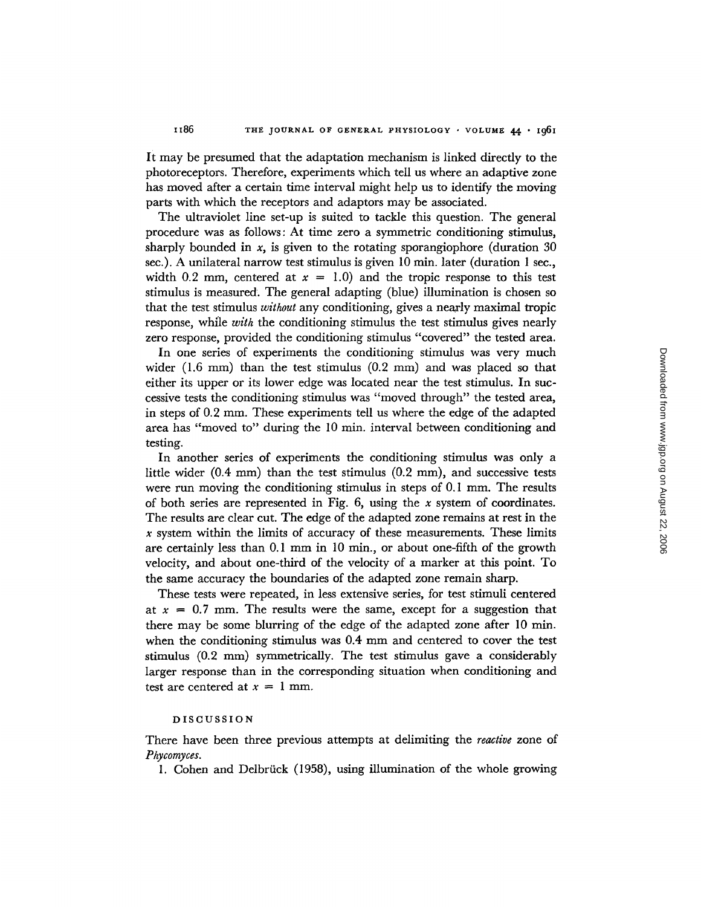It may be presumed that the adaptation mechanism is linked directly to the photoreceptors. Therefore, experiments which tell us where an adaptive zone has moved after a certain time interval might help us to identify the moving parts with which the receptors and adaptors may be associated.

The ultraviolet line set-up is suited to tackle this question. The general procedure was as follows: At time zero a symmetric conditioning stimulus, sharply bounded in $x$, is given to the rotating sporangiophore (duration 30 sec.). A unilateral narrow test stimulus is given 10 min. later (duration 1 sec., width 0.2 mm, centered at $x = 1.0$) and the tropic response to this test stimulus is measured. The general adapting (blue) illumination is chosen so that the test stimulus *without* any conditioning, gives a nearly maximal tropic response, while *with* the conditioning stimulus the test stimulus gives nearly zero response, provided the conditioning stimulus "covered" the tested area.

In one series of experiments the conditioning stimulus was very much wider (1.6 mm) than the test stimulus (0.2 mm) and was placed so that either its upper or its lower edge was located near the test stimulus. In successive tests the conditioning stimulus was "moved through" the tested area, in steps of 0.2 mm. These experiments tell us where the edge of the adapted area has "moved to" during the 10 min. interval between conditioning and testing.

In another series of experiments the conditioning stimulus was only a little wider (0.4 mm) than the test stimulus (0.2 mm), and successive tests were run moving the conditioning stimulus in steps of 0.1 mm. The results of both series are represented in Fig. 6, using the $x$ system of coordinates. The results are clear cut. The edge of the adapted zone remains at rest in the $x$ system within the limits of accuracy of these measurements. These limits are certainly less than 0.1 mm in 10 min., or about one-fifth of the growth velocity, and about one-third of the velocity of a marker at this point. To the same accuracy the boundaries of the adapted zone remain sharp.

These tests were repeated, in less extensive series, for test stimuli centered at $x = 0.7$ mm. The results were the same, except for a suggestion that there may be some blurring of the edge of the adapted zone after 10 min. when the conditioning stimulus was 0.4 mm and centered to cover the test stimulus (0.2 mm) symmetrically. The test stimulus gave a considerably larger response than in the corresponding situation when conditioning and test are centered at $x = 1$ mm.

## DISCUSSION

There have been three previous attempts at delimiting the *reactive* zone of *Phycomyces*.

1. Cohen and Delbrück (1958), using illumination of the whole growing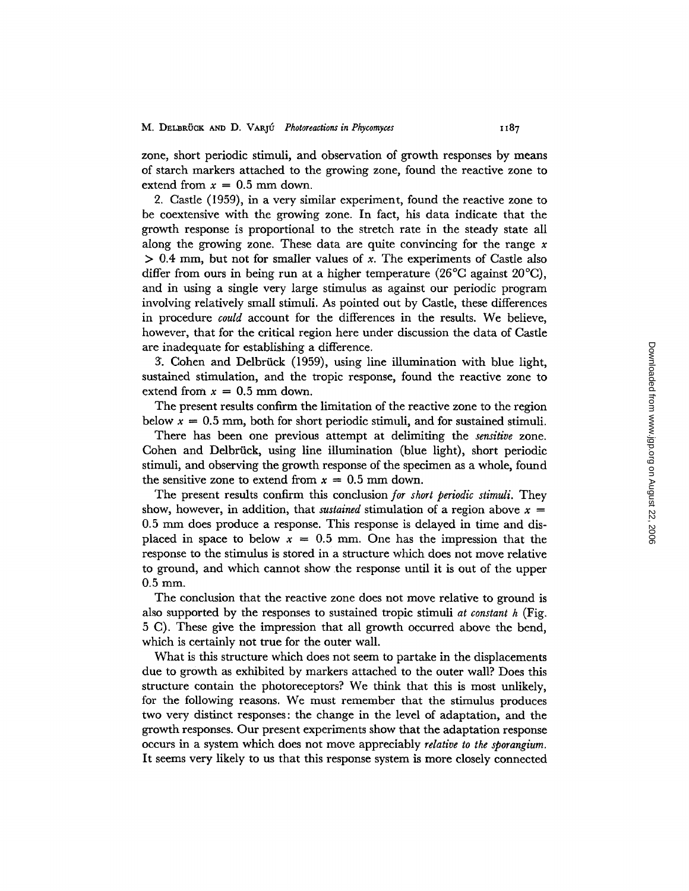zone, short periodic stimuli, and observation of growth responses by means of starch markers attached to the growing zone, found the reactive zone to extend from $x = 0.5$ mm down.

2. Castle (1959), in a very similar experiment, found the reactive zone to be coextensive with the growing zone. In fact, his data indicate that the growth response is proportional to the stretch rate in the steady state all along the growing zone. These data are quite convincing for the range $x > 0.4$ mm, but not for smaller values of $x$. The experiments of Castle also differ from ours in being run at a higher temperature (26°C against 20°C), and in using a single very large stimulus as against our periodic program involving relatively small stimuli. As pointed out by Castle, these differences in procedure *could* account for the differences in the results. We believe, however, that for the critical region here under discussion the data of Castle are inadequate for establishing a difference.

3. Cohen and Delbrück (1959), using line illumination with blue light, sustained stimulation, and the tropic response, found the reactive zone to extend from $x = 0.5$ mm down.

The present results confirm the limitation of the reactive zone to the region below $x = 0.5$ mm, both for short periodic stimuli, and for sustained stimuli.

There has been one previous attempt at delimiting the *sensitive* zone. Cohen and Delbrück, using line illumination (blue light), short periodic stimuli, and observing the growth response of the specimen as a whole, found the sensitive zone to extend from $x = 0.5$ mm down.

The present results confirm this conclusion *for short periodic stimuli.* They show, however, in addition, that *sustained* stimulation of a region above $x = 0.5$ mm does produce a response. This response is delayed in time and displaced in space to below $x = 0.5$ mm. One has the impression that the response to the stimulus is stored in a structure which does not move relative to ground, and which cannot show the response until it is out of the upper 0.5 mm.

The conclusion that the reactive zone does not move relative to ground is also supported by the responses to sustained tropic stimuli *at constant h* (Fig. 5 C). These give the impression that all growth occurred above the bend, which is certainly not true for the outer wall.

What is this structure which does not seem to partake in the displacements due to growth as exhibited by markers attached to the outer wall? Does this structure contain the photoreceptors? We think that this is most unlikely, for the following reasons. We must remember that the stimulus produces two very distinct responses: the change in the level of adaptation, and the growth responses. Our present experiments show that the adaptation response occurs in a system which does not move appreciably *relative to the sporangium.* It seems very likely to us that this response system is more closely connected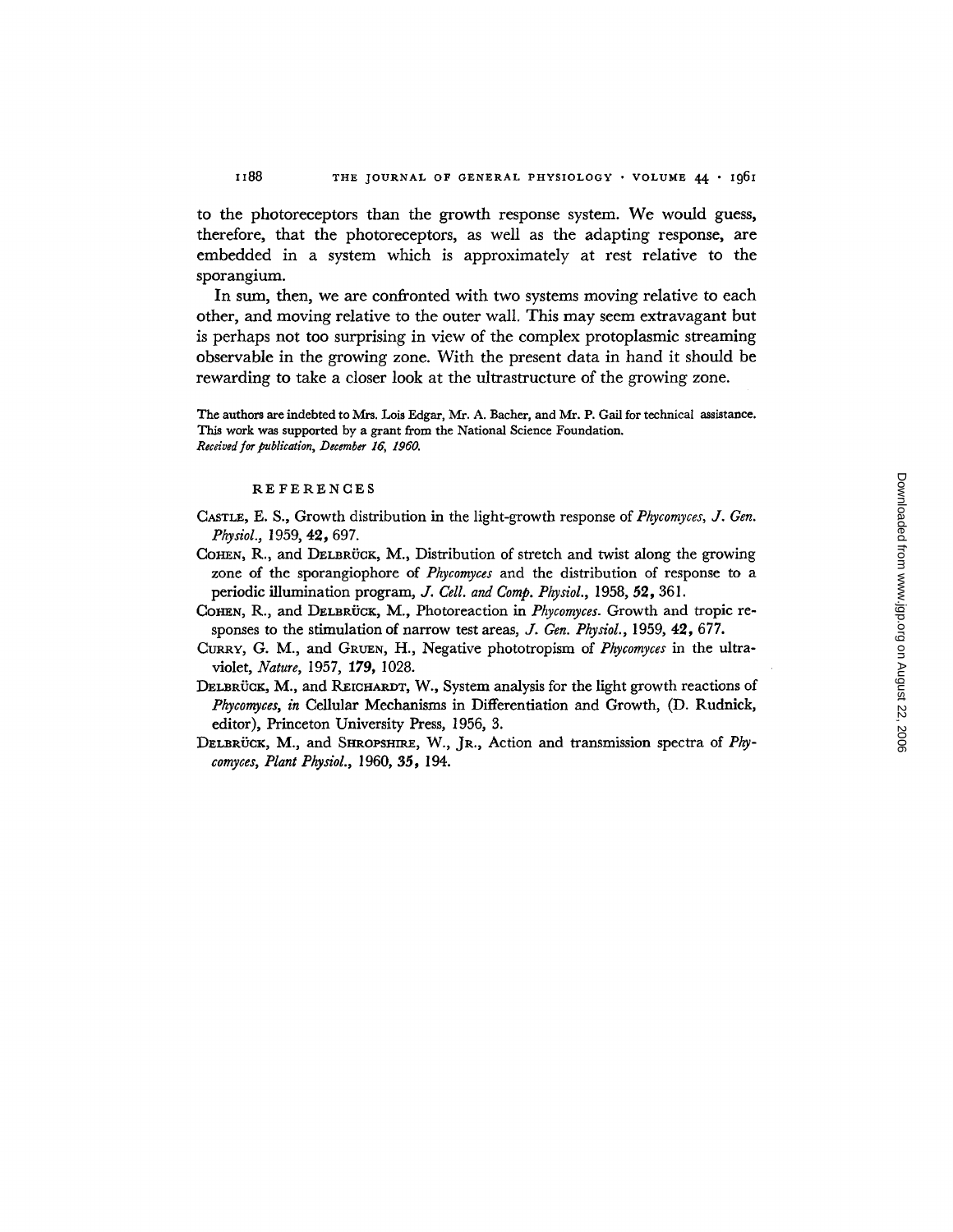to the photoreceptors than the growth response system. We would guess, therefore, that the photoreceptors, as well as the adapting response, are embedded in a system which is approximately at rest relative to the sporangium.

In sum, then, we are confronted with two systems moving relative to each other, and moving relative to the outer wall. This may seem extravagant but is perhaps not too surprising in view of the complex protoplasmic streaming observable in the growing zone. With the present data in hand it should be rewarding to take a closer look at the ultrastructure of the growing zone.

The authors are indebted to Mrs. Lois Edgar, Mr. A. Bacher, and Mr. P. Gail for technical assistance. This work was supported by a grant from the National Science Foundation.
*Received for publication, December 16, 1960.*

## REFERENCES

Castle, E. S., Growth distribution in the light-growth response of *Phycomyces*, *J. Gen. Physiol.*, 1959, **42**, 697.

Cohen, R., and Delbrück, M., Distribution of stretch and twist along the growing zone of the sporangiophore of *Phycomyces* and the distribution of response to a periodic illumination program, *J. Cell. and Comp. Physiol.*, 1958, **52**, 361.

Cohen, R., and Delbrück, M., Photoreaction in *Phycomyces*. Growth and tropic responses to the stimulation of narrow test areas, *J. Gen. Physiol.*, 1959, **42**, 677.

Curry, G. M., and Gruen, H., Negative phototropism of *Phycomyces* in the ultraviolet, *Nature*, 1957, **179**, 1028.

Delbrück, M., and Reichardt, W., System analysis for the light growth reactions of *Phycomyces*, *in* Cellular Mechanisms in Differentiation and Growth, (D. Rudnick, editor), Princeton University Press, 1956, 3.

Delbrück, M., and Shropshire, W., Jr., Action and transmission spectra of *Phycomyces*, *Plant Physiol.*, 1960, **35**, 194.